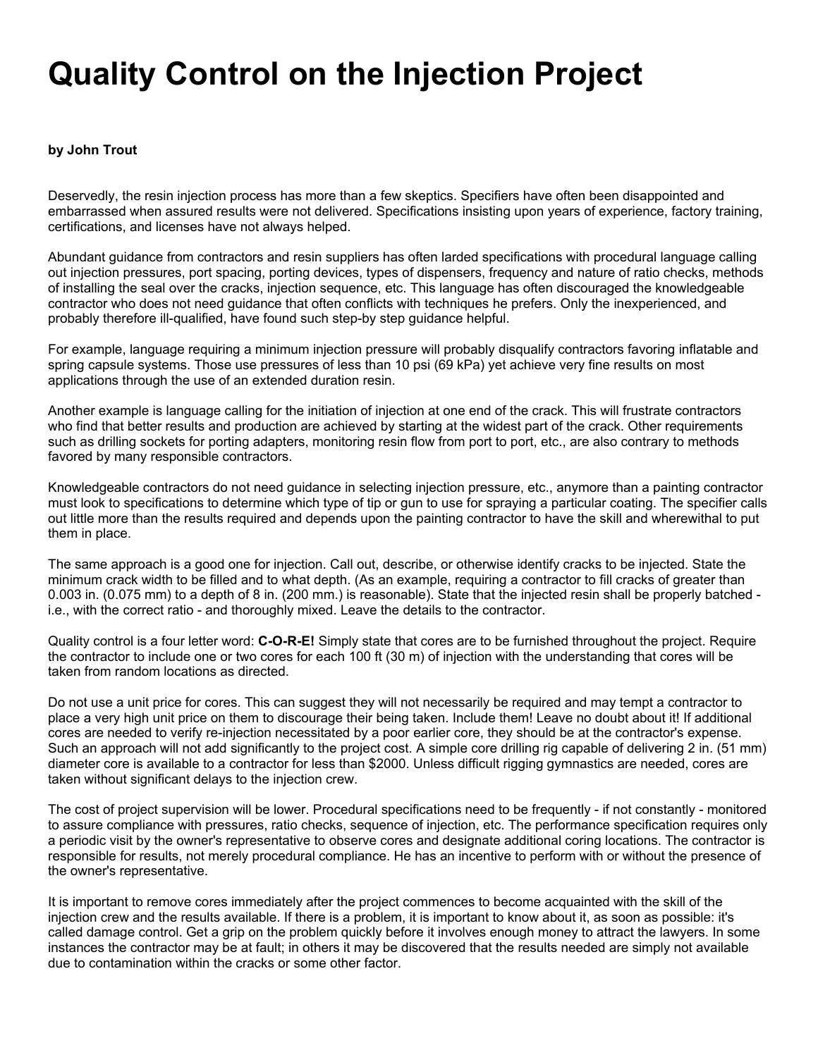# Quality Control on the Injection Project

**by John Trout**

Deservedly, the resin injection process has more than a few skeptics. Specifiers have often been disappointed and embarrassed when assured results were not delivered. Specifications insisting upon years of experience, factory training, certifications, and licenses have not always helped.

Abundant guidance from contractors and resin suppliers has often larded specifications with procedural language calling out injection pressures, port spacing, porting devices, types of dispensers, frequency and nature of ratio checks, methods of installing the seal over the cracks, injection sequence, etc. This language has often discouraged the knowledgeable contractor who does not need guidance that often conflicts with techniques he prefers. Only the inexperienced, and probably therefore ill-qualified, have found such step-by step guidance helpful.

For example, language requiring a minimum injection pressure will probably disqualify contractors favoring inflatable and spring capsule systems. Those use pressures of less than 10 psi (69 kPa) yet achieve very fine results on most applications through the use of an extended duration resin.

Another example is language calling for the initiation of injection at one end of the crack. This will frustrate contractors who find that better results and production are achieved by starting at the widest part of the crack. Other requirements such as drilling sockets for porting adapters, monitoring resin flow from port to port, etc., are also contrary to methods favored by many responsible contractors.

Knowledgeable contractors do not need guidance in selecting injection pressure, etc., anymore than a painting contractor must look to specifications to determine which type of tip or gun to use for spraying a particular coating. The specifier calls out little more than the results required and depends upon the painting contractor to have the skill and wherewithal to put them in place.

The same approach is a good one for injection. Call out, describe, or otherwise identify cracks to be injected. State the minimum crack width to be filled and to what depth. (As an example, requiring a contractor to fill cracks of greater than 0.003 in. (0.075 mm) to a depth of 8 in. (200 mm.) is reasonable). State that the injected resin shall be properly batched - i.e., with the correct ratio - and thoroughly mixed. Leave the details to the contractor.

Quality control is a four letter word: **C-O-R-E!** Simply state that cores are to be furnished throughout the project. Require the contractor to include one or two cores for each 100 ft (30 m) of injection with the understanding that cores will be taken from random locations as directed.

Do not use a unit price for cores. This can suggest they will not necessarily be required and may tempt a contractor to place a very high unit price on them to discourage their being taken. Include them! Leave no doubt about it! If additional cores are needed to verify re-injection necessitated by a poor earlier core, they should be at the contractor's expense. Such an approach will not add significantly to the project cost. A simple core drilling rig capable of delivering 2 in. (51 mm) diameter core is available to a contractor for less than $2000. Unless difficult rigging gymnastics are needed, cores are taken without significant delays to the injection crew.

The cost of project supervision will be lower. Procedural specifications need to be frequently - if not constantly - monitored to assure compliance with pressures, ratio checks, sequence of injection, etc. The performance specification requires only a periodic visit by the owner's representative to observe cores and designate additional coring locations. The contractor is responsible for results, not merely procedural compliance. He has an incentive to perform with or without the presence of the owner's representative.

It is important to remove cores immediately after the project commences to become acquainted with the skill of the injection crew and the results available. If there is a problem, it is important to know about it, as soon as possible: it's called damage control. Get a grip on the problem quickly before it involves enough money to attract the lawyers. In some instances the contractor may be at fault; in others it may be discovered that the results needed are simply not available due to contamination within the cracks or some other factor.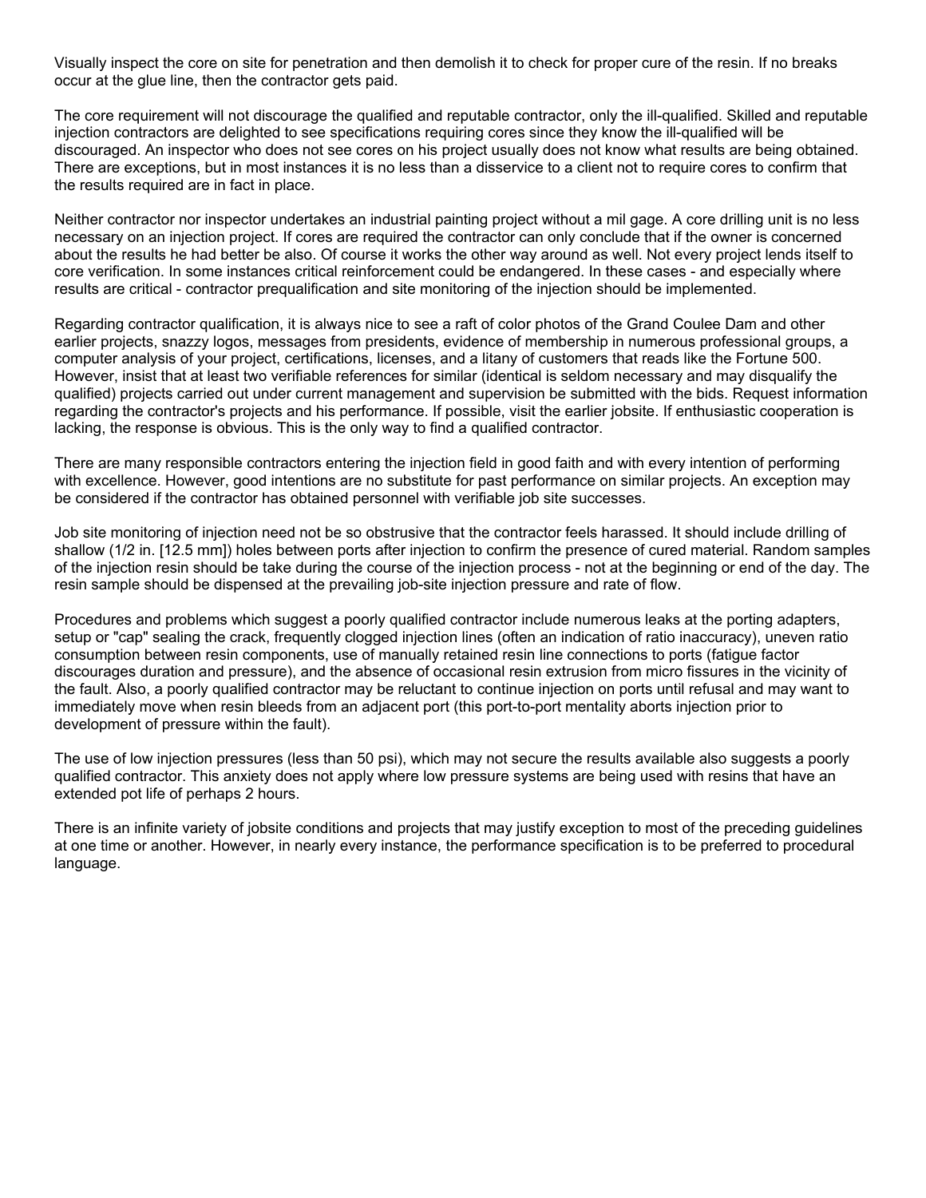Visually inspect the core on site for penetration and then demolish it to check for proper cure of the resin. If no breaks occur at the glue line, then the contractor gets paid.

The core requirement will not discourage the qualified and reputable contractor, only the ill-qualified. Skilled and reputable injection contractors are delighted to see specifications requiring cores since they know the ill-qualified will be discouraged. An inspector who does not see cores on his project usually does not know what results are being obtained. There are exceptions, but in most instances it is no less than a disservice to a client not to require cores to confirm that the results required are in fact in place.

Neither contractor nor inspector undertakes an industrial painting project without a mil gage. A core drilling unit is no less necessary on an injection project. If cores are required the contractor can only conclude that if the owner is concerned about the results he had better be also. Of course it works the other way around as well. Not every project lends itself to core verification. In some instances critical reinforcement could be endangered. In these cases - and especially where results are critical - contractor prequalification and site monitoring of the injection should be implemented.

Regarding contractor qualification, it is always nice to see a raft of color photos of the Grand Coulee Dam and other earlier projects, snazzy logos, messages from presidents, evidence of membership in numerous professional groups, a computer analysis of your project, certifications, licenses, and a litany of customers that reads like the Fortune 500. However, insist that at least two verifiable references for similar (identical is seldom necessary and may disqualify the qualified) projects carried out under current management and supervision be submitted with the bids. Request information regarding the contractor's projects and his performance. If possible, visit the earlier jobsite. If enthusiastic cooperation is lacking, the response is obvious. This is the only way to find a qualified contractor.

There are many responsible contractors entering the injection field in good faith and with every intention of performing with excellence. However, good intentions are no substitute for past performance on similar projects. An exception may be considered if the contractor has obtained personnel with verifiable job site successes.

Job site monitoring of injection need not be so obstrusive that the contractor feels harassed. It should include drilling of shallow (1/2 in. [12.5 mm]) holes between ports after injection to confirm the presence of cured material. Random samples of the injection resin should be take during the course of the injection process - not at the beginning or end of the day. The resin sample should be dispensed at the prevailing job-site injection pressure and rate of flow.

Procedures and problems which suggest a poorly qualified contractor include numerous leaks at the porting adapters, setup or "cap" sealing the crack, frequently clogged injection lines (often an indication of ratio inaccuracy), uneven ratio consumption between resin components, use of manually retained resin line connections to ports (fatigue factor discourages duration and pressure), and the absence of occasional resin extrusion from micro fissures in the vicinity of the fault. Also, a poorly qualified contractor may be reluctant to continue injection on ports until refusal and may want to immediately move when resin bleeds from an adjacent port (this port-to-port mentality aborts injection prior to development of pressure within the fault).

The use of low injection pressures (less than 50 psi), which may not secure the results available also suggests a poorly qualified contractor. This anxiety does not apply where low pressure systems are being used with resins that have an extended pot life of perhaps 2 hours.

There is an infinite variety of jobsite conditions and projects that may justify exception to most of the preceding guidelines at one time or another. However, in nearly every instance, the performance specification is to be preferred to procedural language.